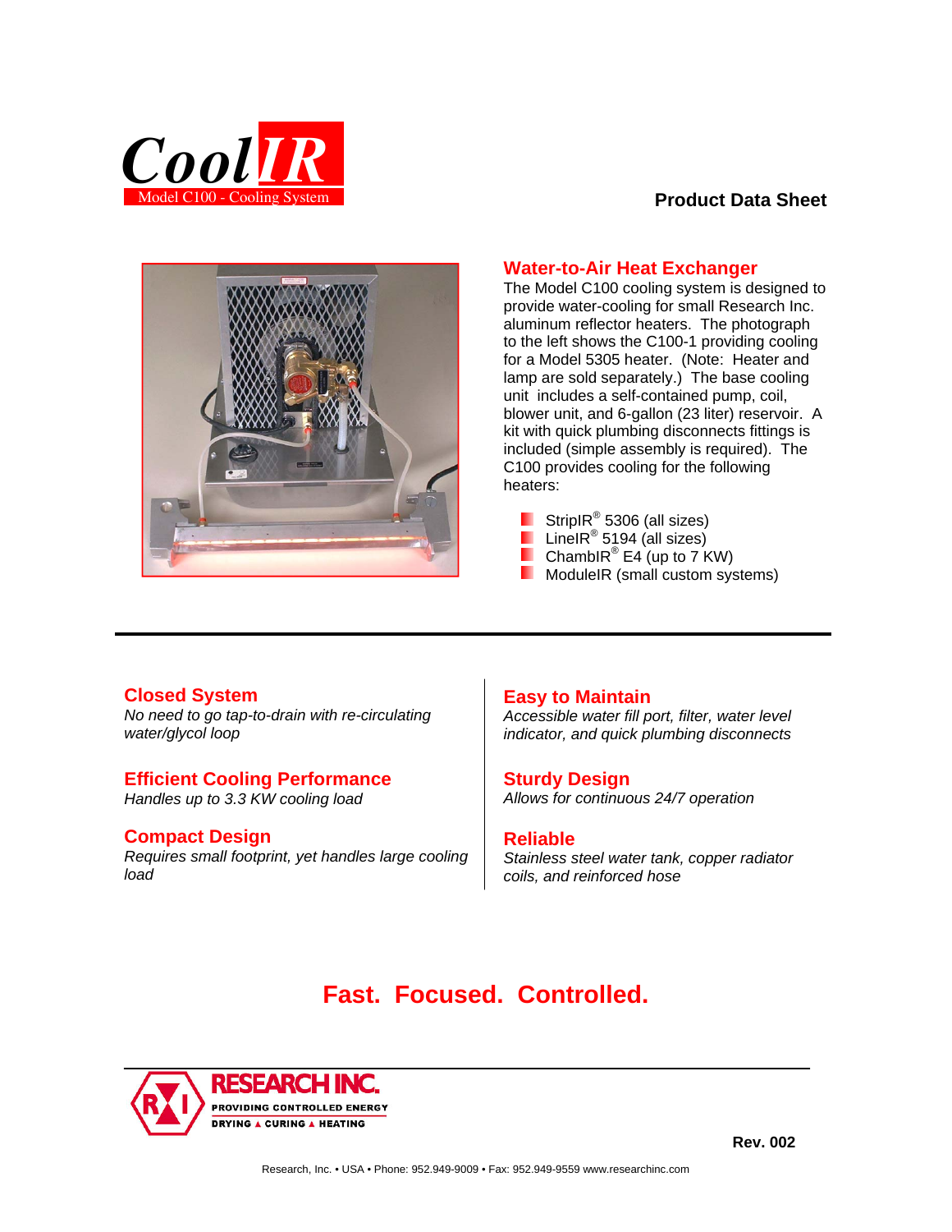# CoolIR

Model C100 - Cooling System

**Product Data Sheet**

## Water-to-Air Heat Exchanger

The Model C100 cooling system is designed to provide water-cooling for small Research Inc. aluminum reflector heaters. The photograph to the left shows the C100-1 providing cooling for a Model 5305 heater. (Note: Heater and lamp are sold separately.) The base cooling unit includes a self-contained pump, coil, blower unit, and 6-gallon (23 liter) reservoir. A kit with quick plumbing disconnects fittings is included (simple assembly is required). The C100 provides cooling for the following heaters:

- StripIR® 5306 (all sizes)
- LineIR® 5194 (all sizes)
- ChambIR® E4 (up to 7 KW)
- ModuleIR (small custom systems)

---

## Closed System

*No need to go tap-to-drain with re-circulating water/glycol loop*

## Efficient Cooling Performance

*Handles up to 3.3 KW cooling load*

## Compact Design

*Requires small footprint, yet handles large cooling load*

## Easy to Maintain

*Accessible water fill port, filter, water level indicator, and quick plumbing disconnects*

## Sturdy Design

*Allows for continuous 24/7 operation*

## Reliable

*Stainless steel water tank, copper radiator coils, and reinforced hose*

## Fast. Focused. Controlled.

RESEARCH INC.
PROVIDING CONTROLLED ENERGY
DRYING ▲ CURING ▲ HEATING

**Rev. 002**

Research, Inc. • USA • Phone: 952.949-9009 • Fax: 952.949-9559 www.researchinc.com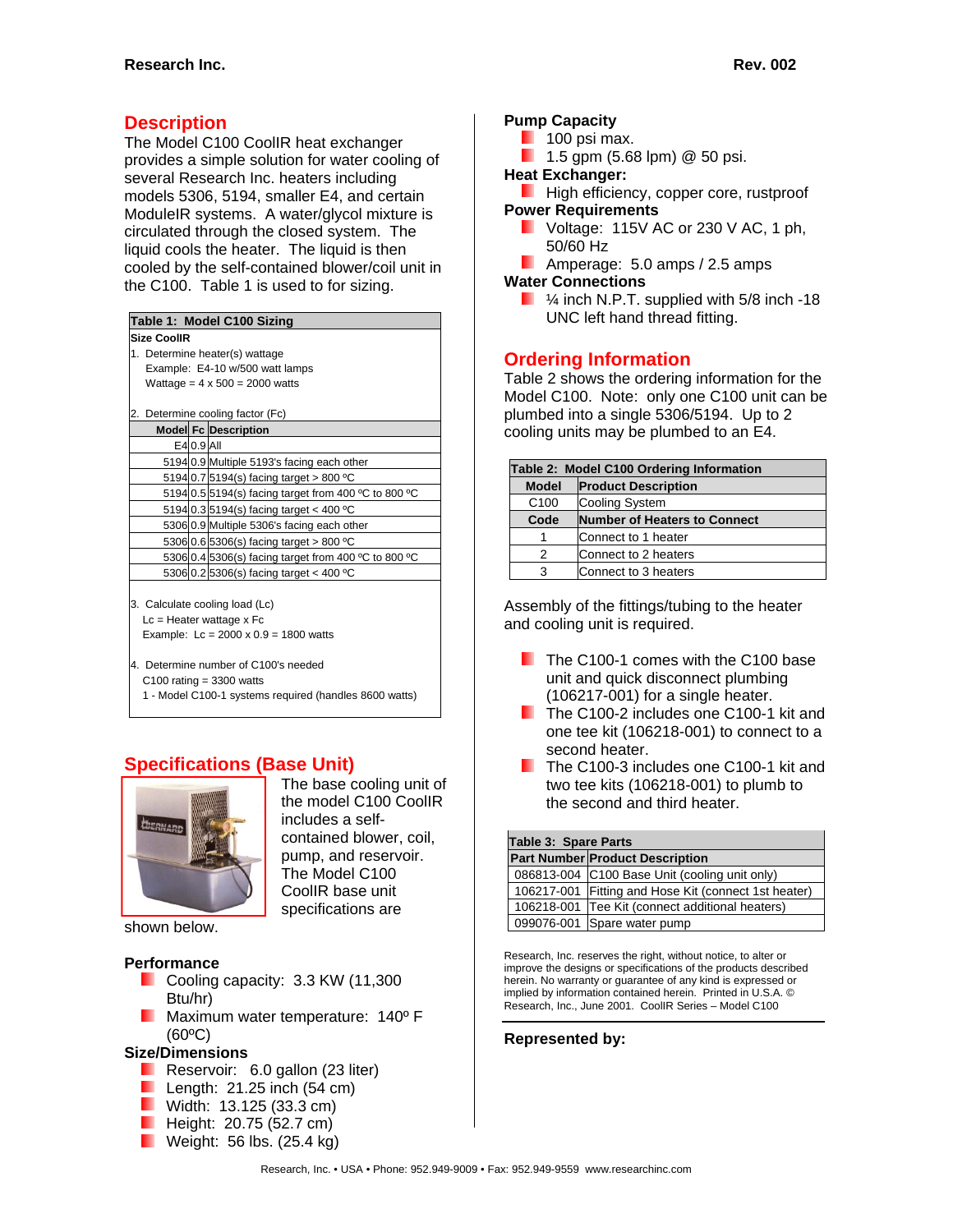## Description

The Model C100 CoolIR heat exchanger provides a simple solution for water cooling of several Research Inc. heaters including models 5306, 5194, smaller E4, and certain ModuleIR systems. A water/glycol mixture is circulated through the closed system. The liquid cools the heater. The liquid is then cooled by the self-contained blower/coil unit in the C100. Table 1 is used to for sizing.

**Table 1: Model C100 Sizing**

**Size CoolIR**

1. Determine heater(s) wattage
   Example: E4-10 w/500 watt lamps
   Wattage = 4 x 500 = 2000 watts

2. Determine cooling factor (Fc)

| Model | Fc | Description |
|---|---|---|
| E4 | 0.9 | All |
| 5194 | 0.9 | Multiple 5193's facing each other |
| 5194 | 0.7 | 5194(s) facing target > 800 ºC |
| 5194 | 0.5 | 5194(s) facing target from 400 ºC to 800 ºC |
| 5194 | 0.3 | 5194(s) facing target < 400 ºC |
| 5306 | 0.9 | Multiple 5306's facing each other |
| 5306 | 0.6 | 5306(s) facing target > 800 ºC |
| 5306 | 0.4 | 5306(s) facing target from 400 ºC to 800 ºC |
| 5306 | 0.2 | 5306(s) facing target < 400 ºC |

3. Calculate cooling load (Lc)
   Lc = Heater wattage x Fc
   Example: Lc = 2000 x 0.9 = 1800 watts

4. Determine number of C100's needed
   C100 rating = 3300 watts
   1 - Model C100-1 systems required (handles 8600 watts)

## Specifications (Base Unit)

The base cooling unit of the model C100 CoolIR includes a self-contained blower, coil, pump, and reservoir. The Model C100 CoolIR base unit specifications are shown below.

### Performance

- Cooling capacity: 3.3 KW (11,300 Btu/hr)
- Maximum water temperature: 140º F (60ºC)

### Size/Dimensions

- Reservoir: 6.0 gallon (23 liter)
- Length: 21.25 inch (54 cm)
- Width: 13.125 (33.3 cm)
- Height: 20.75 (52.7 cm)
- Weight: 56 lbs. (25.4 kg)

### Pump Capacity

- 100 psi max.
- 1.5 gpm (5.68 lpm) @ 50 psi.

### Heat Exchanger:

- High efficiency, copper core, rustproof

### Power Requirements

- Voltage: 115V AC or 230 V AC, 1 ph, 50/60 Hz
- Amperage: 5.0 amps / 2.5 amps

### Water Connections

- ¼ inch N.P.T. supplied with 5/8 inch -18 UNC left hand thread fitting.

## Ordering Information

Table 2 shows the ordering information for the Model C100. Note: only one C100 unit can be plumbed into a single 5306/5194. Up to 2 cooling units may be plumbed to an E4.

**Table 2: Model C100 Ordering Information**

| Model | Product Description |
|---|---|
| C100 | Cooling System |
| **Code** | **Number of Heaters to Connect** |
| 1 | Connect to 1 heater |
| 2 | Connect to 2 heaters |
| 3 | Connect to 3 heaters |

Assembly of the fittings/tubing to the heater and cooling unit is required.

- The C100-1 comes with the C100 base unit and quick disconnect plumbing (106217-001) for a single heater.
- The C100-2 includes one C100-1 kit and one tee kit (106218-001) to connect to a second heater.
- The C100-3 includes one C100-1 kit and two tee kits (106218-001) to plumb to the second and third heater.

**Table 3: Spare Parts**

| Part Number | Product Description |
|---|---|
| 086813-004 | C100 Base Unit (cooling unit only) |
| 106217-001 | Fitting and Hose Kit (connect 1st heater) |
| 106218-001 | Tee Kit (connect additional heaters) |
| 099076-001 | Spare water pump |

Research, Inc. reserves the right, without notice, to alter or improve the designs or specifications of the products described herein. No warranty or guarantee of any kind is expressed or implied by information contained herein. Printed in U.S.A. © Research, Inc., June 2001. CoolIR Series – Model C100

**Represented by:**